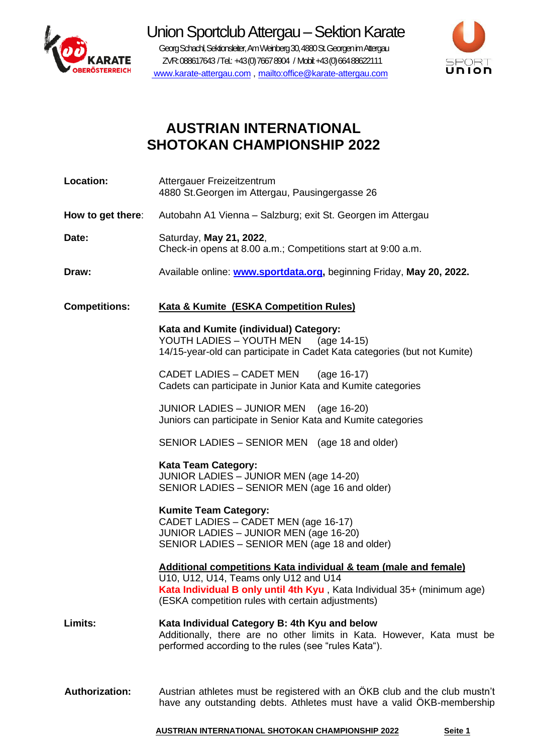# Union Sportclub Attergau – Sektion Karate

Georg Schachl, Sektionsleiter, Am Weinberg 30, 4880 St. Georgen im Attergau
ZVR: 088617643 / Tel.: +43 (0) 7667 8904 / Mobil: +43 (0) 664 88622111
www.karate-attergau.com , mailto:office@karate-attergau.com

## AUSTRIAN INTERNATIONAL SHOTOKAN CHAMPIONSHIP 2022

**Location:** Attergauer Freizeitzentrum
4880 St.Georgen im Attergau, Pausingergasse 26

**How to get there:** Autobahn A1 Vienna – Salzburg; exit St. Georgen im Attergau

**Date:** Saturday, **May 21, 2022**,
Check-in opens at 8.00 a.m.; Competitions start at 9:00 a.m.

**Draw:** Available online: **www.sportdata.org,** beginning Friday, **May 20, 2022.**

**Competitions:** **Kata & Kumite (ESKA Competition Rules)**

**Kata and Kumite (individual) Category:**
YOUTH LADIES – YOUTH MEN (age 14-15)
14/15-year-old can participate in Cadet Kata categories (but not Kumite)

CADET LADIES – CADET MEN (age 16-17)
Cadets can participate in Junior Kata and Kumite categories

JUNIOR LADIES – JUNIOR MEN (age 16-20)
Juniors can participate in Senior Kata and Kumite categories

SENIOR LADIES – SENIOR MEN (age 18 and older)

**Kata Team Category:**
JUNIOR LADIES – JUNIOR MEN (age 14-20)
SENIOR LADIES – SENIOR MEN (age 16 and older)

**Kumite Team Category:**
CADET LADIES – CADET MEN (age 16-17)
JUNIOR LADIES – JUNIOR MEN (age 16-20)
SENIOR LADIES – SENIOR MEN (age 18 and older)

**Additional competitions Kata individual & team (male and female)**
U10, U12, U14, Teams only U12 and U14
**Kata Individual B only until 4th Kyu** , Kata Individual 35+ (minimum age)
(ESKA competition rules with certain adjustments)

**Limits:** **Kata Individual Category B: 4th Kyu and below**
Additionally, there are no other limits in Kata. However, Kata must be performed according to the rules (see "rules Kata").

**Authorization:** Austrian athletes must be registered with an ÖKB club and the club mustn't have any outstanding debts. Athletes must have a valid ÖKB-membership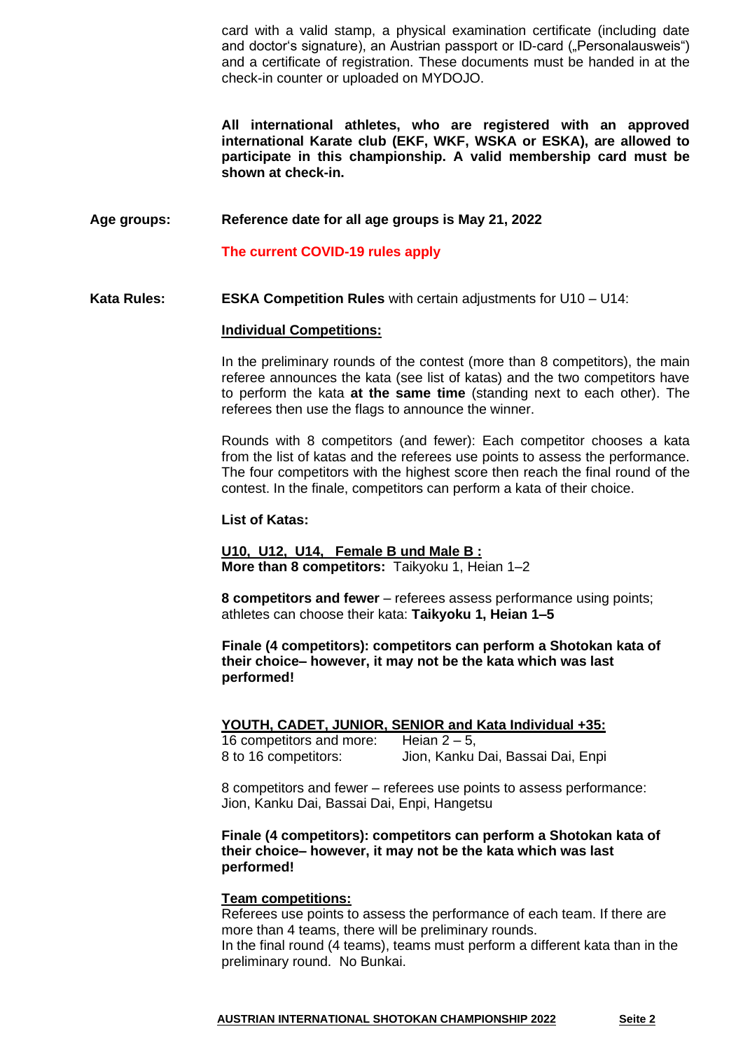card with a valid stamp, a physical examination certificate (including date and doctor's signature), an Austrian passport or ID-card („Personalausweis") and a certificate of registration. These documents must be handed in at the check-in counter or uploaded on MYDOJO.

**All international athletes, who are registered with an approved international Karate club (EKF, WKF, WSKA or ESKA), are allowed to participate in this championship. A valid membership card must be shown at check-in.**

**Age groups:** **Reference date for all age groups is May 21, 2022**

**The current COVID-19 rules apply**

**Kata Rules:** **ESKA Competition Rules** with certain adjustments for U10 – U14:

**Individual Competitions:**

In the preliminary rounds of the contest (more than 8 competitors), the main referee announces the kata (see list of katas) and the two competitors have to perform the kata **at the same time** (standing next to each other). The referees then use the flags to announce the winner.

Rounds with 8 competitors (and fewer): Each competitor chooses a kata from the list of katas and the referees use points to assess the performance. The four competitors with the highest score then reach the final round of the contest. In the finale, competitors can perform a kata of their choice.

**List of Katas:**

**U10, U12, U14, Female B und Male B :**
**More than 8 competitors:** Taikyoku 1, Heian 1–2

**8 competitors and fewer** – referees assess performance using points; athletes can choose their kata: **Taikyoku 1, Heian 1–5**

**Finale (4 competitors): competitors can perform a Shotokan kata of their choice– however, it may not be the kata which was last performed!**

**YOUTH, CADET, JUNIOR, SENIOR and Kata Individual +35:**

16 competitors and more: Heian 2 – 5,
8 to 16 competitors: Jion, Kanku Dai, Bassai Dai, Enpi

8 competitors and fewer – referees use points to assess performance: Jion, Kanku Dai, Bassai Dai, Enpi, Hangetsu

**Finale (4 competitors): competitors can perform a Shotokan kata of their choice– however, it may not be the kata which was last performed!**

**Team competitions:**

Referees use points to assess the performance of each team. If there are more than 4 teams, there will be preliminary rounds.
In the final round (4 teams), teams must perform a different kata than in the preliminary round. No Bunkai.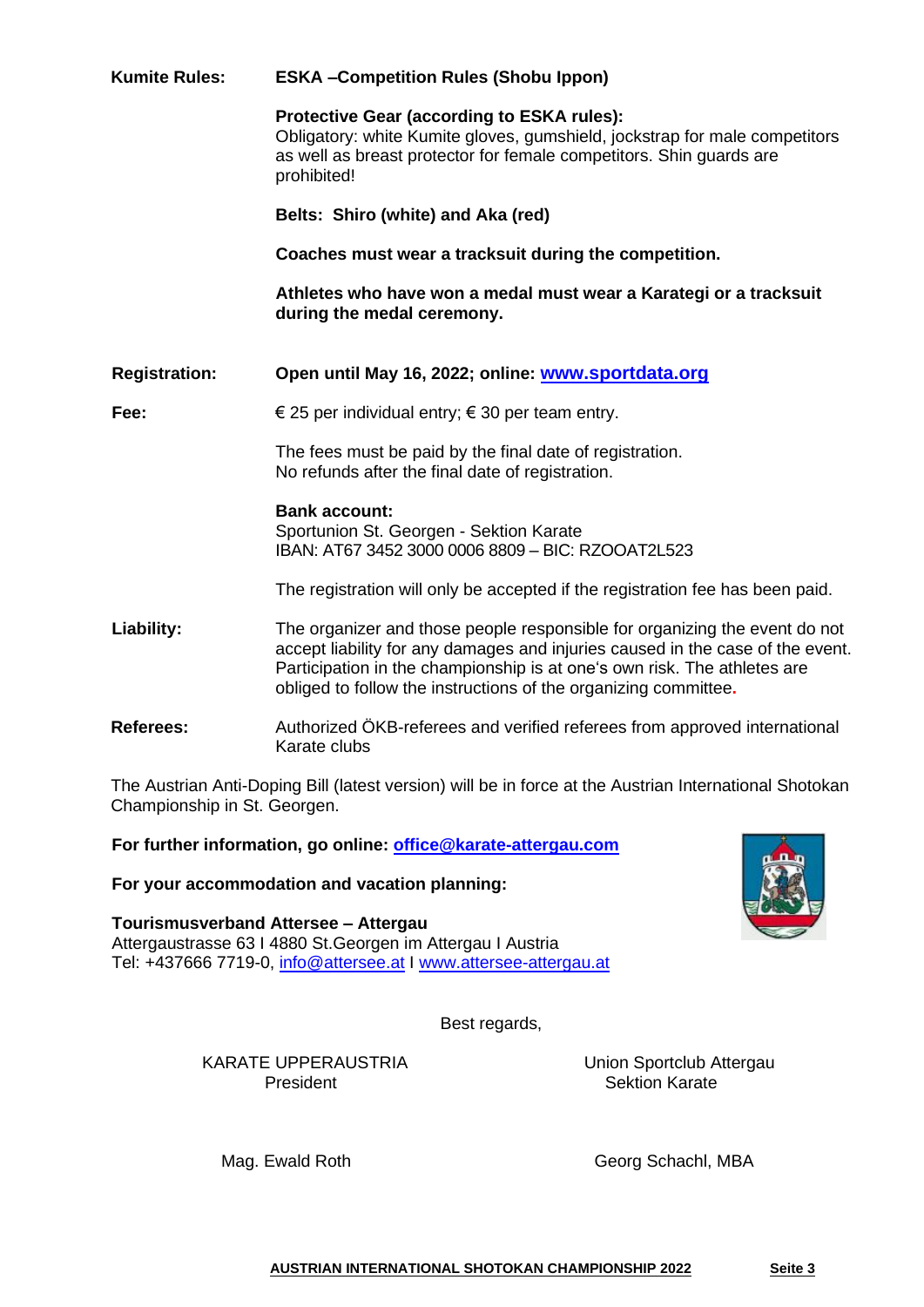**Kumite Rules:** **ESKA –Competition Rules (Shobu Ippon)**

**Protective Gear (according to ESKA rules):**
Obligatory: white Kumite gloves, gumshield, jockstrap for male competitors as well as breast protector for female competitors. Shin guards are prohibited!

**Belts: Shiro (white) and Aka (red)**

**Coaches must wear a tracksuit during the competition.**

**Athletes who have won a medal must wear a Karategi or a tracksuit during the medal ceremony.**

**Registration:** **Open until May 16, 2022; online: [www.sportdata.org](www.sportdata.org)**

**Fee:** € 25 per individual entry; € 30 per team entry.

The fees must be paid by the final date of registration.
No refunds after the final date of registration.

**Bank account:**
Sportunion St. Georgen - Sektion Karate
IBAN: AT67 3452 3000 0006 8809 – BIC: RZOOAT2L523

The registration will only be accepted if the registration fee has been paid.

**Liability:** The organizer and those people responsible for organizing the event do not accept liability for any damages and injuries caused in the case of the event. Participation in the championship is at one's own risk. The athletes are obliged to follow the instructions of the organizing committee.

**Referees:** Authorized ÖKB-referees and verified referees from approved international Karate clubs

The Austrian Anti-Doping Bill (latest version) will be in force at the Austrian International Shotokan Championship in St. Georgen.

**For further information, go online: [office@karate-attergau.com](mailto:office@karate-attergau.com)**

**For your accommodation and vacation planning:**

**Tourismusverband Attersee – Attergau**
Attergaustrasse 63 I 4880 St.Georgen im Attergau I Austria
Tel: +437666 7719-0, [info@attersee.at](mailto:info@attersee.at) I [www.attersee-attergau.at](www.attersee-attergau.at)

Best regards,

KARATE UPPERAUSTRIA
President

Mag. Ewald Roth

Union Sportclub Attergau
Sektion Karate

Georg Schachl, MBA